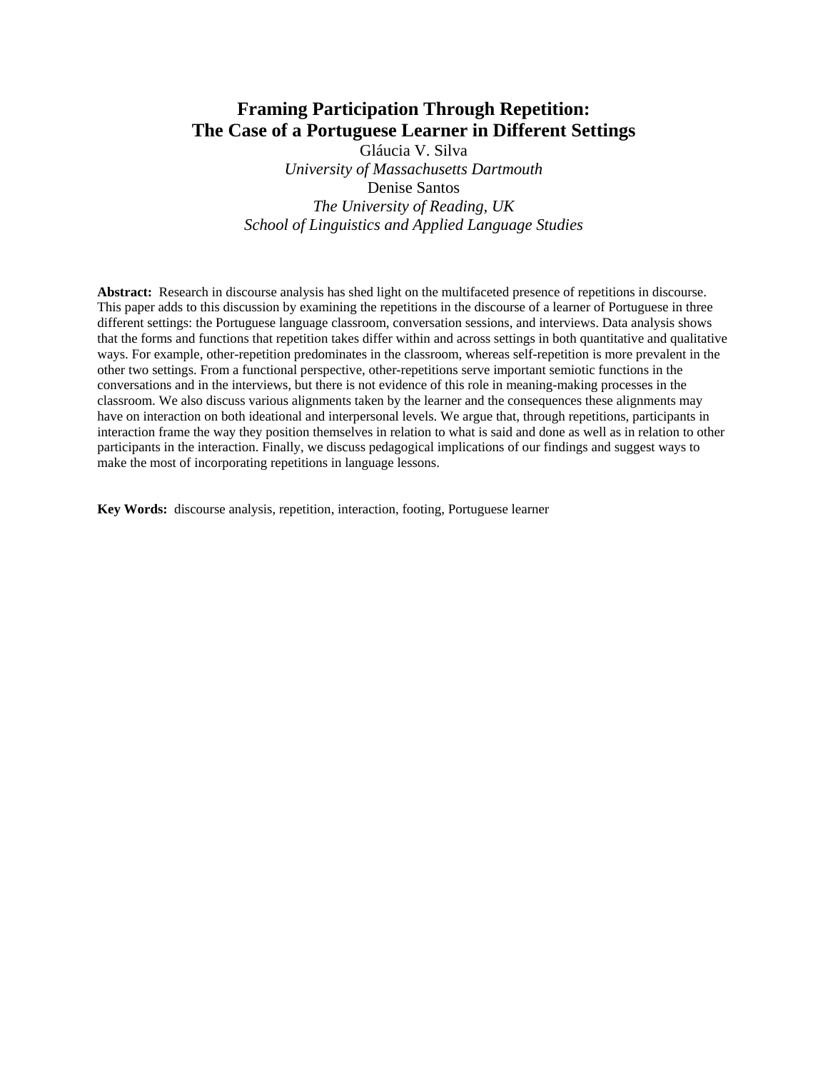# Framing Participation Through Repetition: The Case of a Portuguese Learner in Different Settings

Gláucia V. Silva
*University of Massachusetts Dartmouth*
Denise Santos
*The University of Reading, UK*
*School of Linguistics and Applied Language Studies*

**Abstract:** Research in discourse analysis has shed light on the multifaceted presence of repetitions in discourse. This paper adds to this discussion by examining the repetitions in the discourse of a learner of Portuguese in three different settings: the Portuguese language classroom, conversation sessions, and interviews. Data analysis shows that the forms and functions that repetition takes differ within and across settings in both quantitative and qualitative ways. For example, other-repetition predominates in the classroom, whereas self-repetition is more prevalent in the other two settings. From a functional perspective, other-repetitions serve important semiotic functions in the conversations and in the interviews, but there is not evidence of this role in meaning-making processes in the classroom. We also discuss various alignments taken by the learner and the consequences these alignments may have on interaction on both ideational and interpersonal levels. We argue that, through repetitions, participants in interaction frame the way they position themselves in relation to what is said and done as well as in relation to other participants in the interaction. Finally, we discuss pedagogical implications of our findings and suggest ways to make the most of incorporating repetitions in language lessons.

**Key Words:** discourse analysis, repetition, interaction, footing, Portuguese learner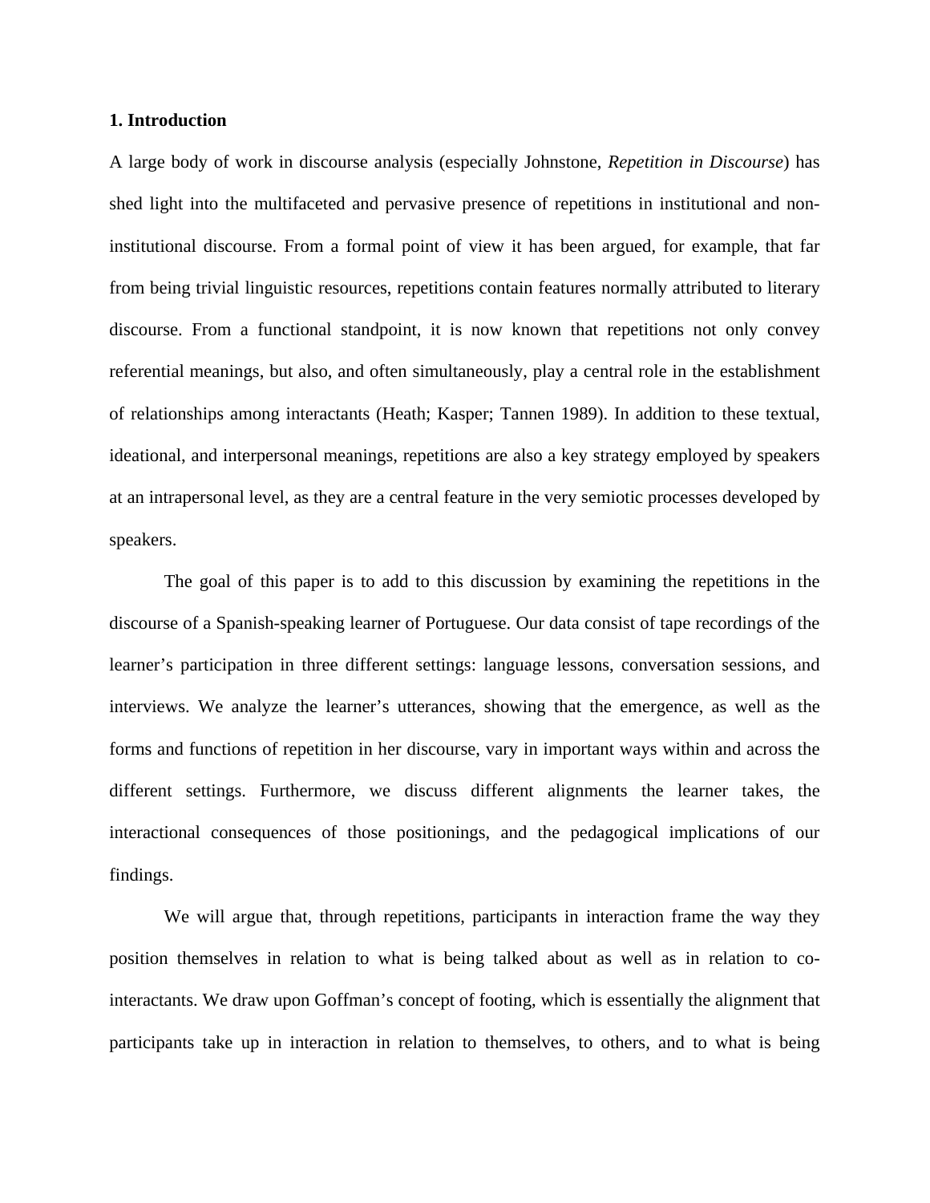## 1. Introduction

A large body of work in discourse analysis (especially Johnstone, *Repetition in Discourse*) has shed light into the multifaceted and pervasive presence of repetitions in institutional and non-institutional discourse. From a formal point of view it has been argued, for example, that far from being trivial linguistic resources, repetitions contain features normally attributed to literary discourse. From a functional standpoint, it is now known that repetitions not only convey referential meanings, but also, and often simultaneously, play a central role in the establishment of relationships among interactants (Heath; Kasper; Tannen 1989). In addition to these textual, ideational, and interpersonal meanings, repetitions are also a key strategy employed by speakers at an intrapersonal level, as they are a central feature in the very semiotic processes developed by speakers.

The goal of this paper is to add to this discussion by examining the repetitions in the discourse of a Spanish-speaking learner of Portuguese. Our data consist of tape recordings of the learner's participation in three different settings: language lessons, conversation sessions, and interviews. We analyze the learner's utterances, showing that the emergence, as well as the forms and functions of repetition in her discourse, vary in important ways within and across the different settings. Furthermore, we discuss different alignments the learner takes, the interactional consequences of those positionings, and the pedagogical implications of our findings.

We will argue that, through repetitions, participants in interaction frame the way they position themselves in relation to what is being talked about as well as in relation to co-interactants. We draw upon Goffman's concept of footing, which is essentially the alignment that participants take up in interaction in relation to themselves, to others, and to what is being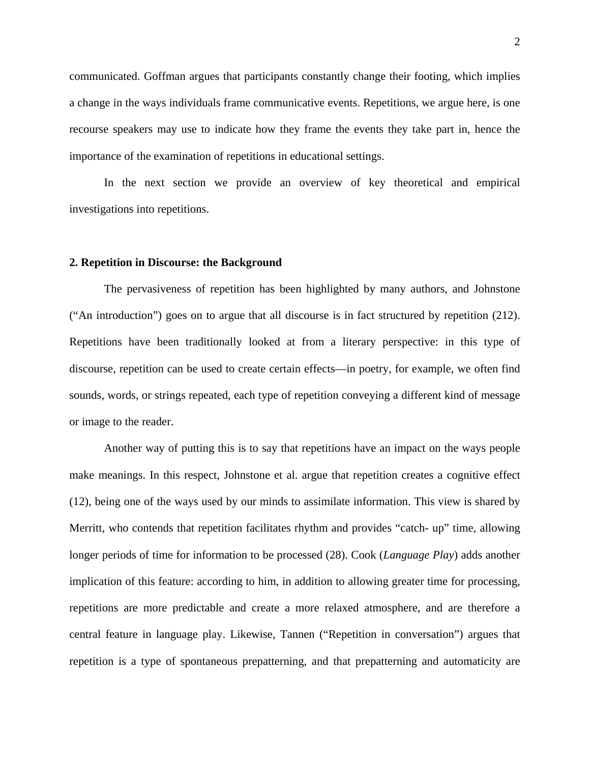communicated. Goffman argues that participants constantly change their footing, which implies a change in the ways individuals frame communicative events. Repetitions, we argue here, is one recourse speakers may use to indicate how they frame the events they take part in, hence the importance of the examination of repetitions in educational settings.

In the next section we provide an overview of key theoretical and empirical investigations into repetitions.

## 2. Repetition in Discourse: the Background

The pervasiveness of repetition has been highlighted by many authors, and Johnstone ("An introduction") goes on to argue that all discourse is in fact structured by repetition (212). Repetitions have been traditionally looked at from a literary perspective: in this type of discourse, repetition can be used to create certain effects—in poetry, for example, we often find sounds, words, or strings repeated, each type of repetition conveying a different kind of message or image to the reader.

Another way of putting this is to say that repetitions have an impact on the ways people make meanings. In this respect, Johnstone et al. argue that repetition creates a cognitive effect (12), being one of the ways used by our minds to assimilate information. This view is shared by Merritt, who contends that repetition facilitates rhythm and provides "catch- up" time, allowing longer periods of time for information to be processed (28). Cook (*Language Play*) adds another implication of this feature: according to him, in addition to allowing greater time for processing, repetitions are more predictable and create a more relaxed atmosphere, and are therefore a central feature in language play. Likewise, Tannen ("Repetition in conversation") argues that repetition is a type of spontaneous prepatterning, and that prepatterning and automaticity are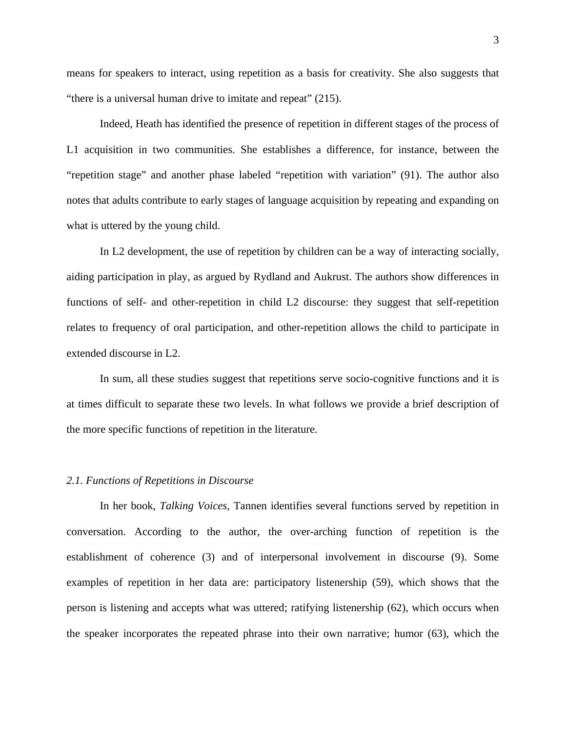means for speakers to interact, using repetition as a basis for creativity. She also suggests that "there is a universal human drive to imitate and repeat" (215).

Indeed, Heath has identified the presence of repetition in different stages of the process of L1 acquisition in two communities. She establishes a difference, for instance, between the "repetition stage" and another phase labeled "repetition with variation" (91). The author also notes that adults contribute to early stages of language acquisition by repeating and expanding on what is uttered by the young child.

In L2 development, the use of repetition by children can be a way of interacting socially, aiding participation in play, as argued by Rydland and Aukrust. The authors show differences in functions of self- and other-repetition in child L2 discourse: they suggest that self-repetition relates to frequency of oral participation, and other-repetition allows the child to participate in extended discourse in L2.

In sum, all these studies suggest that repetitions serve socio-cognitive functions and it is at times difficult to separate these two levels. In what follows we provide a brief description of the more specific functions of repetition in the literature.

### *2.1. Functions of Repetitions in Discourse*

In her book, *Talking Voices*, Tannen identifies several functions served by repetition in conversation. According to the author, the over-arching function of repetition is the establishment of coherence (3) and of interpersonal involvement in discourse (9). Some examples of repetition in her data are: participatory listenership (59), which shows that the person is listening and accepts what was uttered; ratifying listenership (62), which occurs when the speaker incorporates the repeated phrase into their own narrative; humor (63), which the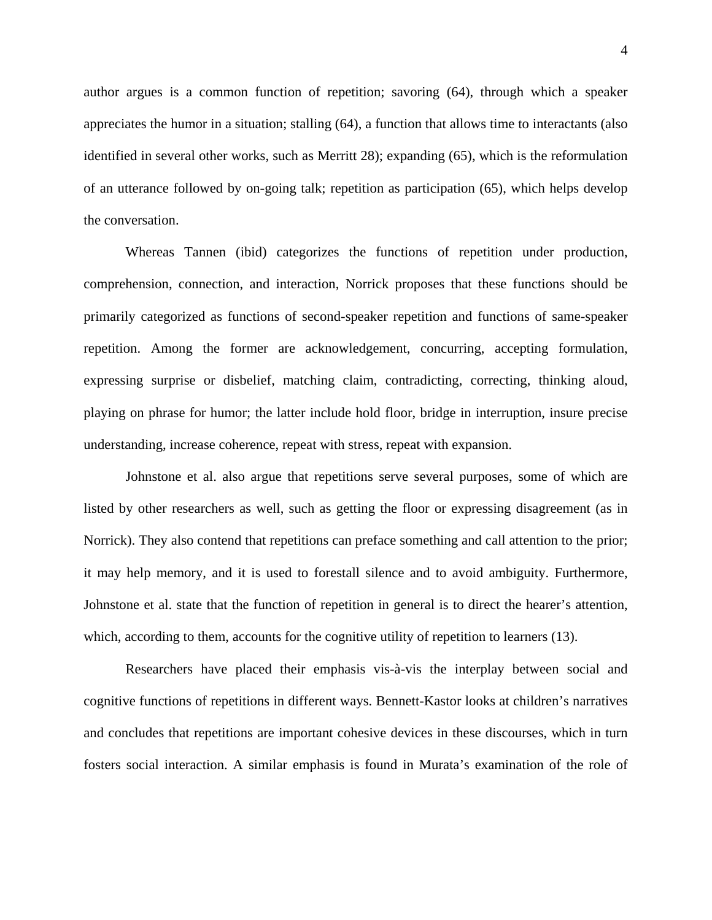author argues is a common function of repetition; savoring (64), through which a speaker appreciates the humor in a situation; stalling (64), a function that allows time to interactants (also identified in several other works, such as Merritt 28); expanding (65), which is the reformulation of an utterance followed by on-going talk; repetition as participation (65), which helps develop the conversation.

Whereas Tannen (ibid) categorizes the functions of repetition under production, comprehension, connection, and interaction, Norrick proposes that these functions should be primarily categorized as functions of second-speaker repetition and functions of same-speaker repetition. Among the former are acknowledgement, concurring, accepting formulation, expressing surprise or disbelief, matching claim, contradicting, correcting, thinking aloud, playing on phrase for humor; the latter include hold floor, bridge in interruption, insure precise understanding, increase coherence, repeat with stress, repeat with expansion.

Johnstone et al. also argue that repetitions serve several purposes, some of which are listed by other researchers as well, such as getting the floor or expressing disagreement (as in Norrick). They also contend that repetitions can preface something and call attention to the prior; it may help memory, and it is used to forestall silence and to avoid ambiguity. Furthermore, Johnstone et al. state that the function of repetition in general is to direct the hearer's attention, which, according to them, accounts for the cognitive utility of repetition to learners (13).

Researchers have placed their emphasis vis-à-vis the interplay between social and cognitive functions of repetitions in different ways. Bennett-Kastor looks at children's narratives and concludes that repetitions are important cohesive devices in these discourses, which in turn fosters social interaction. A similar emphasis is found in Murata's examination of the role of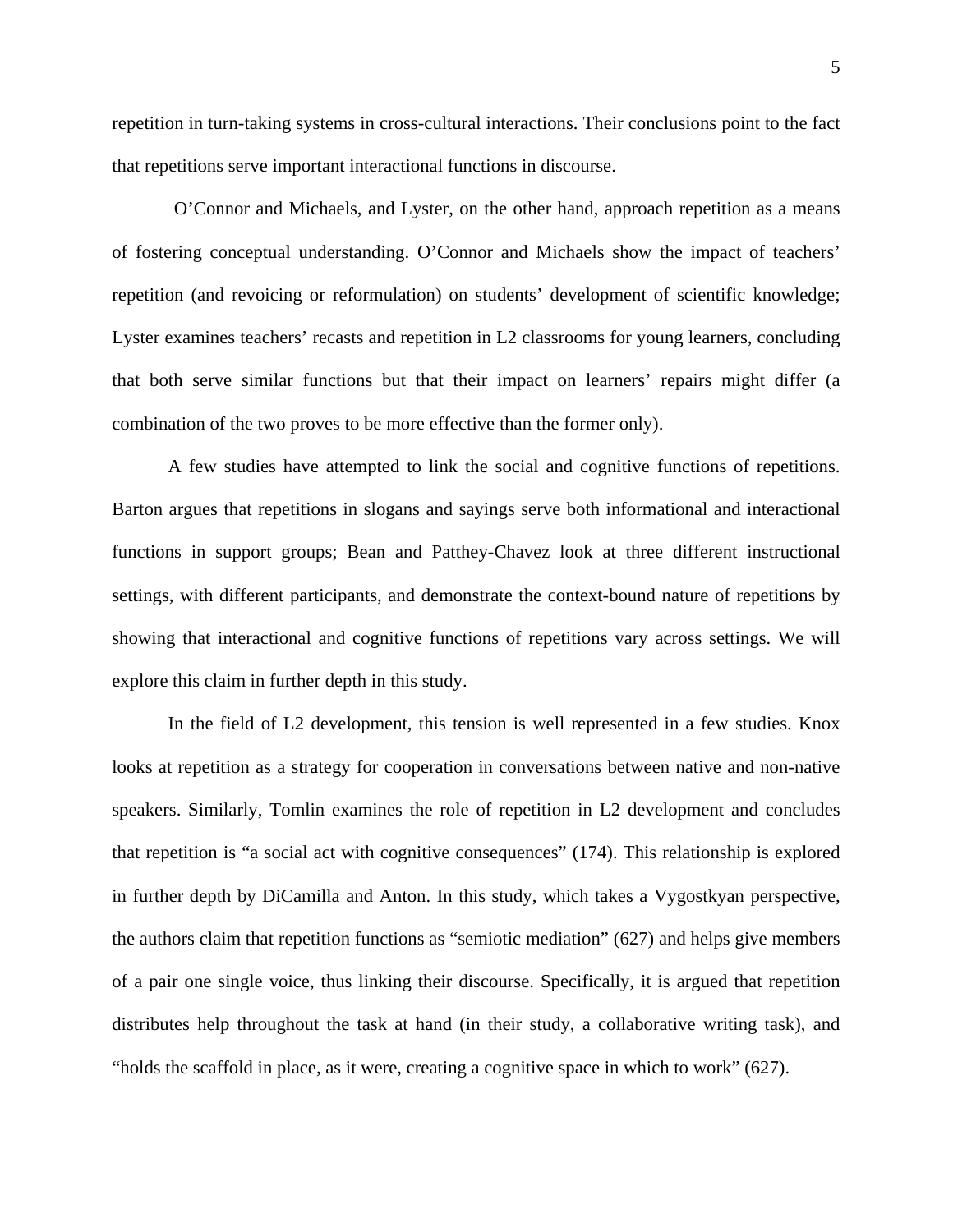repetition in turn-taking systems in cross-cultural interactions. Their conclusions point to the fact that repetitions serve important interactional functions in discourse.

O'Connor and Michaels, and Lyster, on the other hand, approach repetition as a means of fostering conceptual understanding. O'Connor and Michaels show the impact of teachers' repetition (and revoicing or reformulation) on students' development of scientific knowledge; Lyster examines teachers' recasts and repetition in L2 classrooms for young learners, concluding that both serve similar functions but that their impact on learners' repairs might differ (a combination of the two proves to be more effective than the former only).

A few studies have attempted to link the social and cognitive functions of repetitions. Barton argues that repetitions in slogans and sayings serve both informational and interactional functions in support groups; Bean and Patthey-Chavez look at three different instructional settings, with different participants, and demonstrate the context-bound nature of repetitions by showing that interactional and cognitive functions of repetitions vary across settings. We will explore this claim in further depth in this study.

In the field of L2 development, this tension is well represented in a few studies. Knox looks at repetition as a strategy for cooperation in conversations between native and non-native speakers. Similarly, Tomlin examines the role of repetition in L2 development and concludes that repetition is "a social act with cognitive consequences" (174). This relationship is explored in further depth by DiCamilla and Anton. In this study, which takes a Vygostkyan perspective, the authors claim that repetition functions as "semiotic mediation" (627) and helps give members of a pair one single voice, thus linking their discourse. Specifically, it is argued that repetition distributes help throughout the task at hand (in their study, a collaborative writing task), and "holds the scaffold in place, as it were, creating a cognitive space in which to work" (627).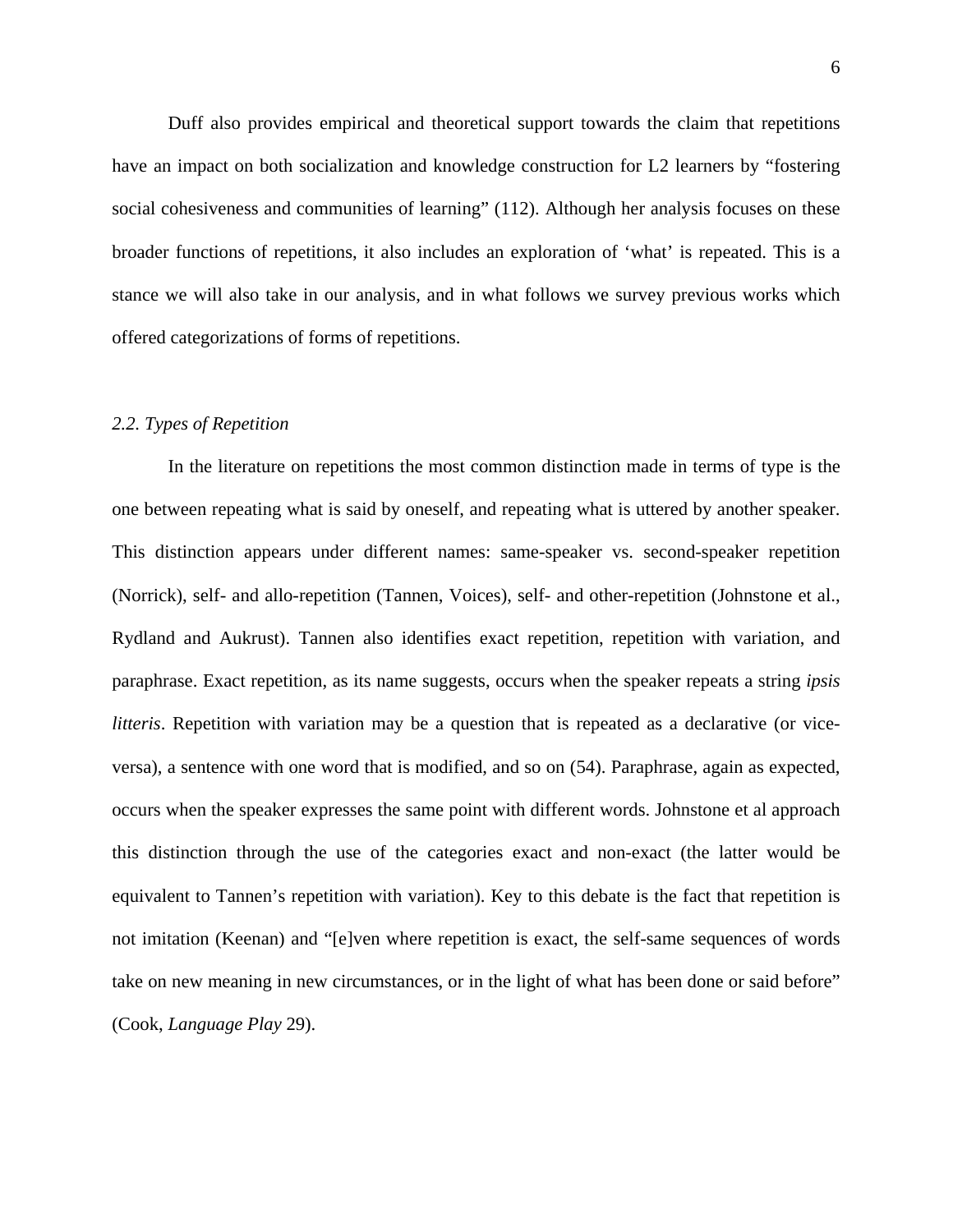Duff also provides empirical and theoretical support towards the claim that repetitions have an impact on both socialization and knowledge construction for L2 learners by "fostering social cohesiveness and communities of learning" (112). Although her analysis focuses on these broader functions of repetitions, it also includes an exploration of 'what' is repeated. This is a stance we will also take in our analysis, and in what follows we survey previous works which offered categorizations of forms of repetitions.

### *2.2. Types of Repetition*

In the literature on repetitions the most common distinction made in terms of type is the one between repeating what is said by oneself, and repeating what is uttered by another speaker. This distinction appears under different names: same-speaker vs. second-speaker repetition (Norrick), self- and allo-repetition (Tannen, Voices), self- and other-repetition (Johnstone et al., Rydland and Aukrust). Tannen also identifies exact repetition, repetition with variation, and paraphrase. Exact repetition, as its name suggests, occurs when the speaker repeats a string *ipsis litteris*. Repetition with variation may be a question that is repeated as a declarative (or vice-versa), a sentence with one word that is modified, and so on (54). Paraphrase, again as expected, occurs when the speaker expresses the same point with different words. Johnstone et al approach this distinction through the use of the categories exact and non-exact (the latter would be equivalent to Tannen's repetition with variation). Key to this debate is the fact that repetition is not imitation (Keenan) and "[e]ven where repetition is exact, the self-same sequences of words take on new meaning in new circumstances, or in the light of what has been done or said before" (Cook, *Language Play* 29).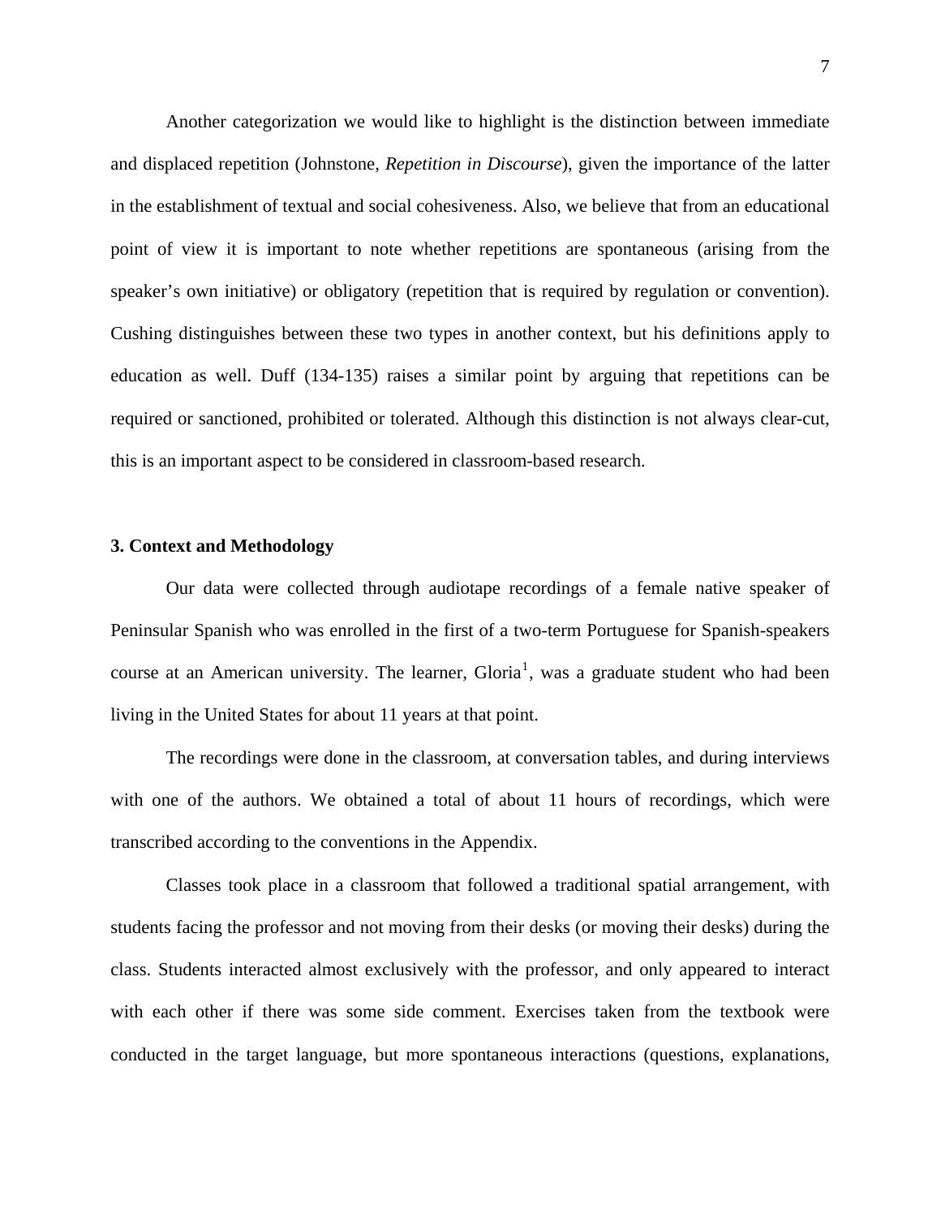Another categorization we would like to highlight is the distinction between immediate and displaced repetition (Johnstone, *Repetition in Discourse*), given the importance of the latter in the establishment of textual and social cohesiveness. Also, we believe that from an educational point of view it is important to note whether repetitions are spontaneous (arising from the speaker's own initiative) or obligatory (repetition that is required by regulation or convention). Cushing distinguishes between these two types in another context, but his definitions apply to education as well. Duff (134-135) raises a similar point by arguing that repetitions can be required or sanctioned, prohibited or tolerated. Although this distinction is not always clear-cut, this is an important aspect to be considered in classroom-based research.

### 3. Context and Methodology

Our data were collected through audiotape recordings of a female native speaker of Peninsular Spanish who was enrolled in the first of a two-term Portuguese for Spanish-speakers course at an American university. The learner, Gloria[1], was a graduate student who had been living in the United States for about 11 years at that point.

The recordings were done in the classroom, at conversation tables, and during interviews with one of the authors. We obtained a total of about 11 hours of recordings, which were transcribed according to the conventions in the Appendix.

Classes took place in a classroom that followed a traditional spatial arrangement, with students facing the professor and not moving from their desks (or moving their desks) during the class. Students interacted almost exclusively with the professor, and only appeared to interact with each other if there was some side comment. Exercises taken from the textbook were conducted in the target language, but more spontaneous interactions (questions, explanations,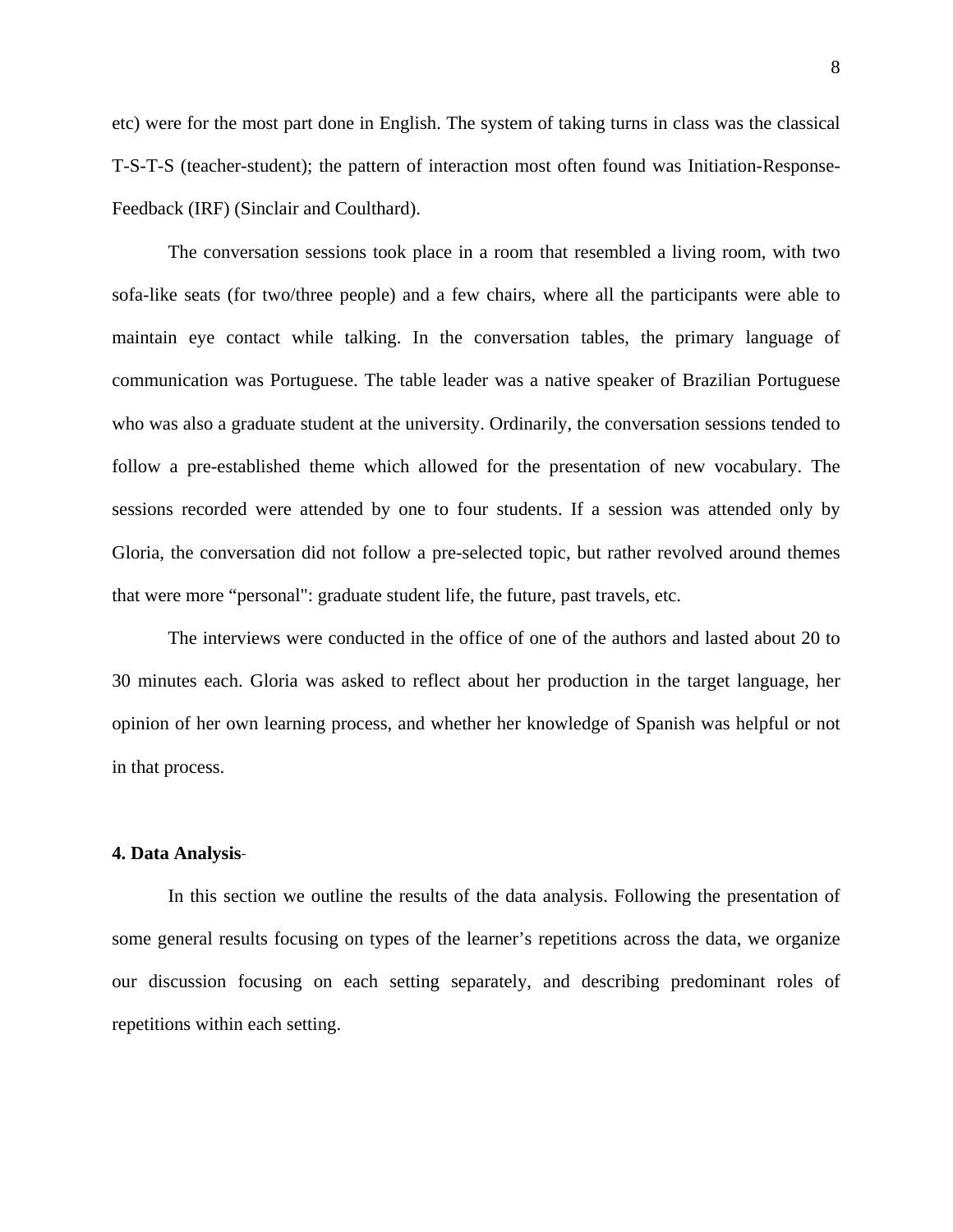etc) were for the most part done in English. The system of taking turns in class was the classical T-S-T-S (teacher-student); the pattern of interaction most often found was Initiation-Response-Feedback (IRF) (Sinclair and Coulthard).

The conversation sessions took place in a room that resembled a living room, with two sofa-like seats (for two/three people) and a few chairs, where all the participants were able to maintain eye contact while talking. In the conversation tables, the primary language of communication was Portuguese. The table leader was a native speaker of Brazilian Portuguese who was also a graduate student at the university. Ordinarily, the conversation sessions tended to follow a pre-established theme which allowed for the presentation of new vocabulary. The sessions recorded were attended by one to four students. If a session was attended only by Gloria, the conversation did not follow a pre-selected topic, but rather revolved around themes that were more "personal": graduate student life, the future, past travels, etc.

The interviews were conducted in the office of one of the authors and lasted about 20 to 30 minutes each. Gloria was asked to reflect about her production in the target language, her opinion of her own learning process, and whether her knowledge of Spanish was helpful or not in that process.

## 4. Data Analysis

In this section we outline the results of the data analysis. Following the presentation of some general results focusing on types of the learner's repetitions across the data, we organize our discussion focusing on each setting separately, and describing predominant roles of repetitions within each setting.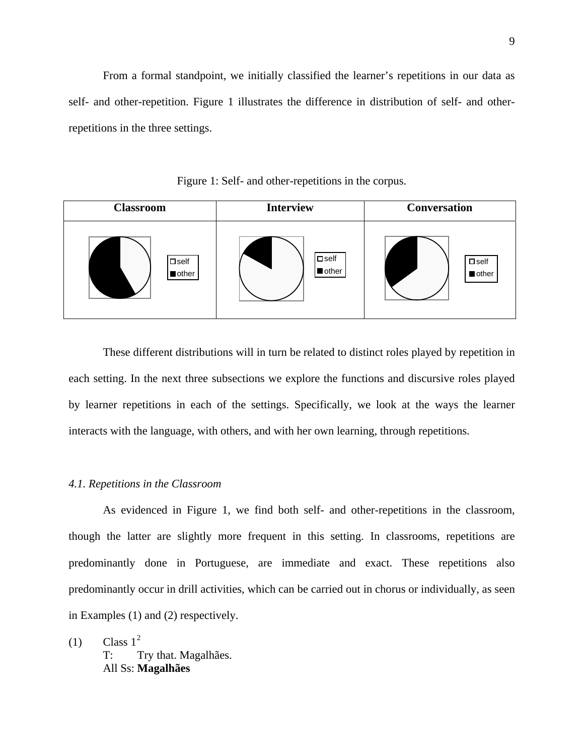From a formal standpoint, we initially classified the learner's repetitions in our data as self- and other-repetition. Figure 1 illustrates the difference in distribution of self- and other-repetitions in the three settings.

Figure 1: Self- and other-repetitions in the corpus.

| Classroom | Interview | Conversation |
|---|---|---|
| self / other | self / other | self / other |

These different distributions will in turn be related to distinct roles played by repetition in each setting. In the next three subsections we explore the functions and discursive roles played by learner repetitions in each of the settings. Specifically, we look at the ways the learner interacts with the language, with others, and with her own learning, through repetitions.

*4.1. Repetitions in the Classroom*

As evidenced in Figure 1, we find both self- and other-repetitions in the classroom, though the latter are slightly more frequent in this setting. In classrooms, repetitions are predominantly done in Portuguese, are immediate and exact. These repetitions also predominantly occur in drill activities, which can be carried out in chorus or individually, as seen in Examples (1) and (2) respectively.

(1) Class 1[2]
T: Try that. Magalhães.
All Ss: **Magalhães**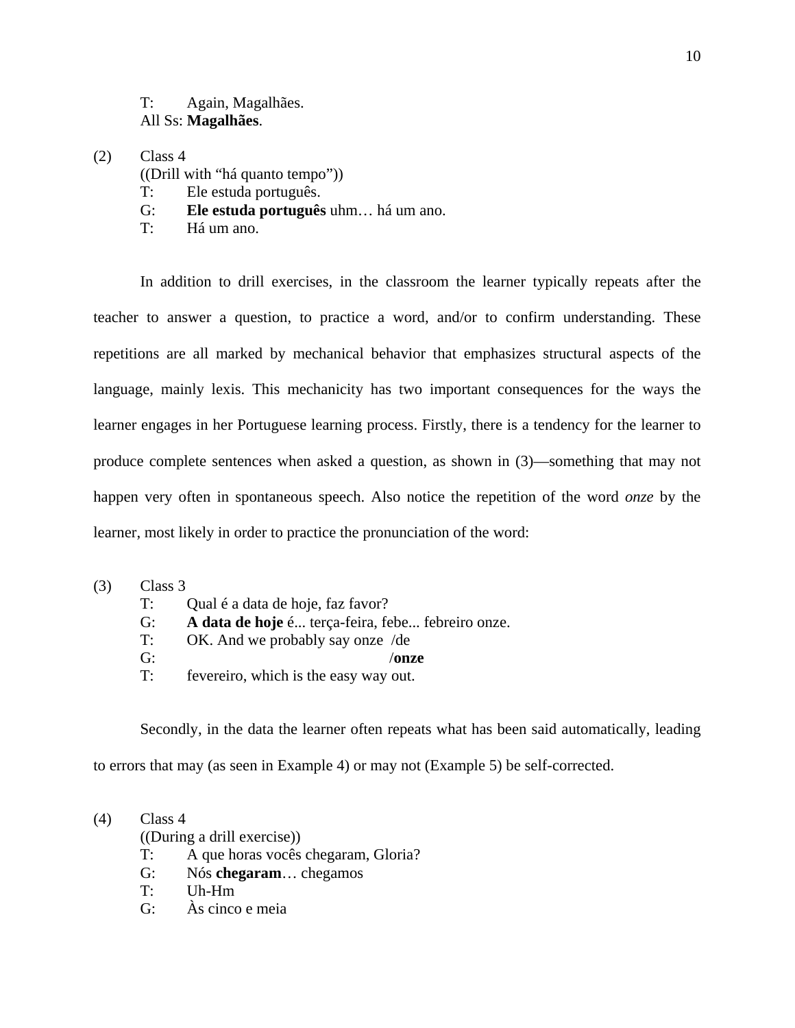T: Again, Magalhães.
All Ss: **Magalhães**.

(2) Class 4
((Drill with "há quanto tempo"))
T: Ele estuda português.
G: **Ele estuda português** uhm… há um ano.
T: Há um ano.

In addition to drill exercises, in the classroom the learner typically repeats after the teacher to answer a question, to practice a word, and/or to confirm understanding. These repetitions are all marked by mechanical behavior that emphasizes structural aspects of the language, mainly lexis. This mechanicity has two important consequences for the ways the learner engages in her Portuguese learning process. Firstly, there is a tendency for the learner to produce complete sentences when asked a question, as shown in (3)—something that may not happen very often in spontaneous speech. Also notice the repetition of the word *onze* by the learner, most likely in order to practice the pronunciation of the word:

(3) Class 3
T: Qual é a data de hoje, faz favor?
G: **A data de hoje** é... terça-feira, febe... febreiro onze.
T: OK. And we probably say onze /de
G: /**onze**
T: fevereiro, which is the easy way out.

Secondly, in the data the learner often repeats what has been said automatically, leading to errors that may (as seen in Example 4) or may not (Example 5) be self-corrected.

(4) Class 4
((During a drill exercise))
T: A que horas vocês chegaram, Gloria?
G: Nós **chegaram**… chegamos
T: Uh-Hm
G: Às cinco e meia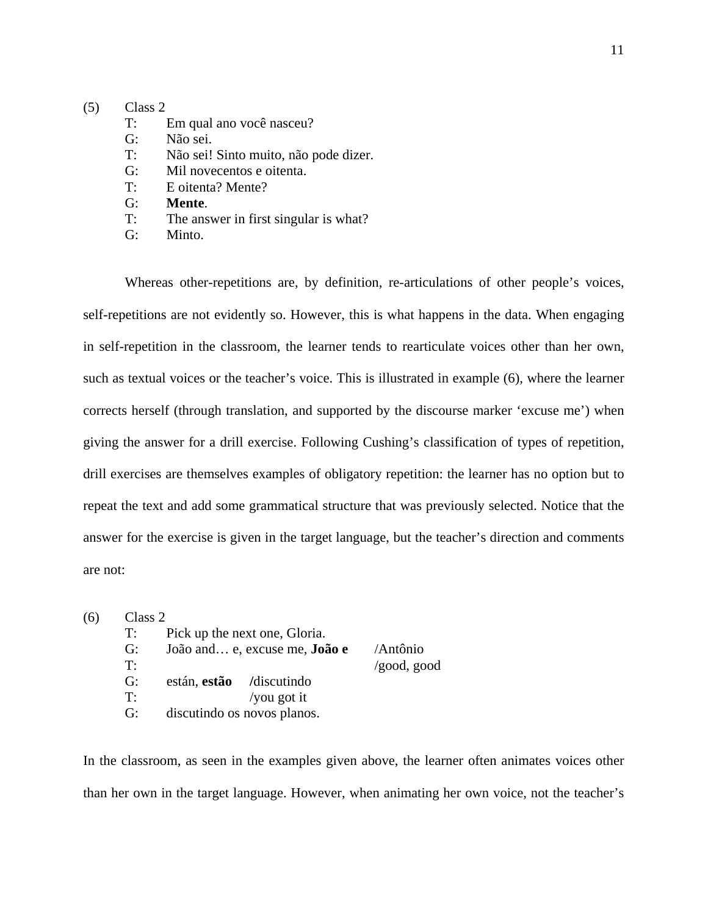(5) Class 2

T: Em qual ano você nasceu?
G: Não sei.
T: Não sei! Sinto muito, não pode dizer.
G: Mil novecentos e oitenta.
T: E oitenta? Mente?
G: **Mente**.
T: The answer in first singular is what?
G: Minto.

Whereas other-repetitions are, by definition, re-articulations of other people's voices, self-repetitions are not evidently so. However, this is what happens in the data. When engaging in self-repetition in the classroom, the learner tends to rearticulate voices other than her own, such as textual voices or the teacher's voice. This is illustrated in example (6), where the learner corrects herself (through translation, and supported by the discourse marker 'excuse me') when giving the answer for a drill exercise. Following Cushing's classification of types of repetition, drill exercises are themselves examples of obligatory repetition: the learner has no option but to repeat the text and add some grammatical structure that was previously selected. Notice that the answer for the exercise is given in the target language, but the teacher's direction and comments are not:

(6) Class 2

T: Pick up the next one, Gloria.
G: João and… e, excuse me, **João e** /Antônio
T: /good, good
G: están, **estão** **/**discutindo
T: /you got it
G: discutindo os novos planos.

In the classroom, as seen in the examples given above, the learner often animates voices other than her own in the target language. However, when animating her own voice, not the teacher's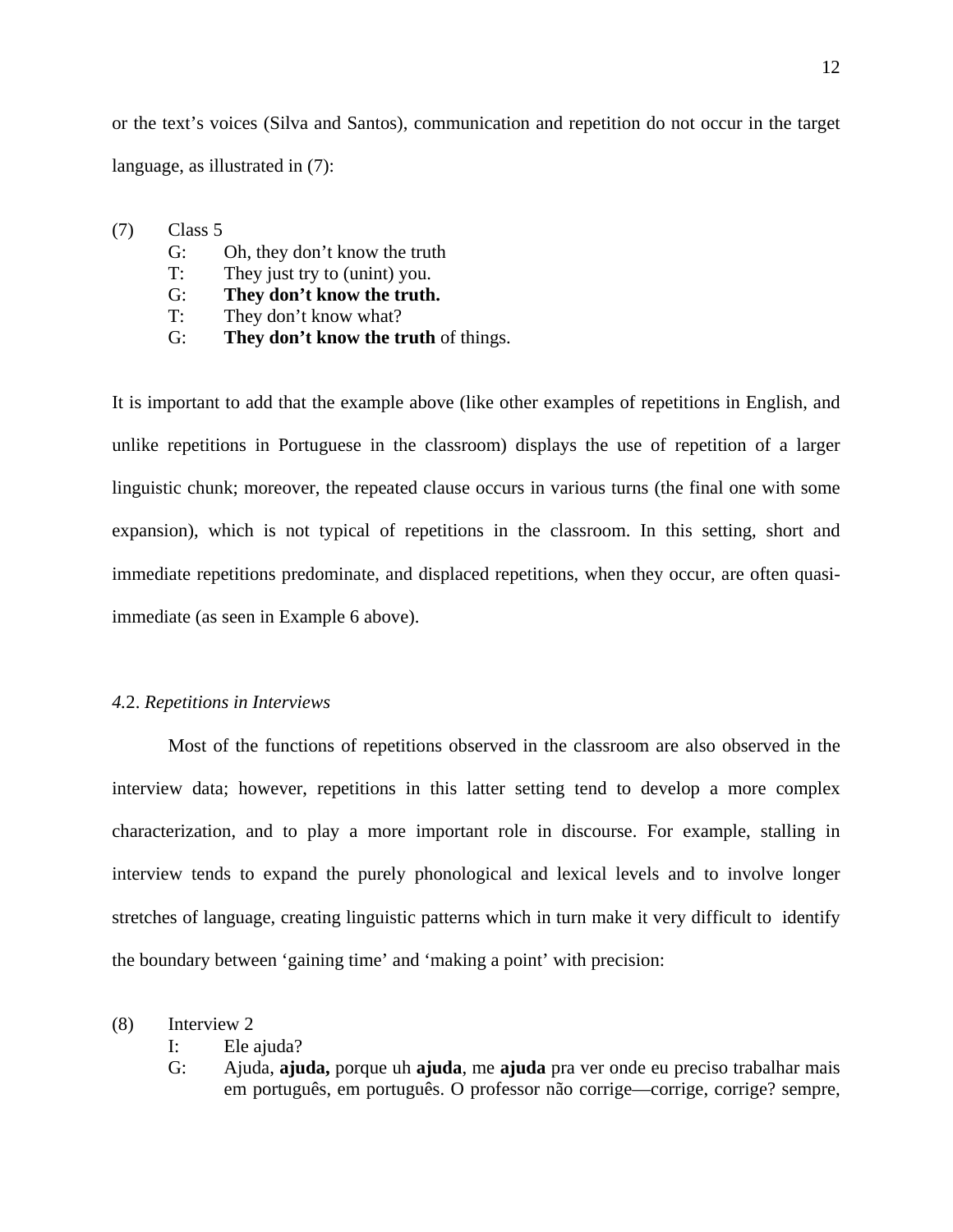or the text's voices (Silva and Santos), communication and repetition do not occur in the target language, as illustrated in (7):

(7) Class 5

G: Oh, they don't know the truth
T: They just try to (unint) you.
G: **They don't know the truth.**
T: They don't know what?
G: **They don't know the truth** of things.

It is important to add that the example above (like other examples of repetitions in English, and unlike repetitions in Portuguese in the classroom) displays the use of repetition of a larger linguistic chunk; moreover, the repeated clause occurs in various turns (the final one with some expansion), which is not typical of repetitions in the classroom. In this setting, short and immediate repetitions predominate, and displaced repetitions, when they occur, are often quasi-immediate (as seen in Example 6 above).

### *4.2. Repetitions in Interviews*

Most of the functions of repetitions observed in the classroom are also observed in the interview data; however, repetitions in this latter setting tend to develop a more complex characterization, and to play a more important role in discourse. For example, stalling in interview tends to expand the purely phonological and lexical levels and to involve longer stretches of language, creating linguistic patterns which in turn make it very difficult to identify the boundary between 'gaining time' and 'making a point' with precision:

(8) Interview 2

I: Ele ajuda?
G: Ajuda, **ajuda,** porque uh **ajuda**, me **ajuda** pra ver onde eu preciso trabalhar mais em português, em português. O professor não corrige—corrige, corrige? sempre,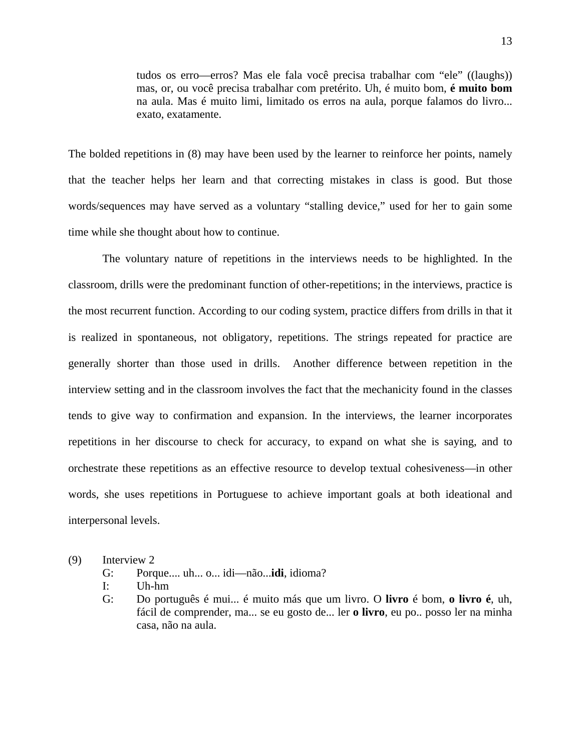> tudos os erro—erros? Mas ele fala você precisa trabalhar com "ele" ((laughs)) mas, or, ou você precisa trabalhar com pretérito. Uh, é muito bom, **é muito bom** na aula. Mas é muito limi, limitado os erros na aula, porque falamos do livro... exato, exatamente.

The bolded repetitions in (8) may have been used by the learner to reinforce her points, namely that the teacher helps her learn and that correcting mistakes in class is good. But those words/sequences may have served as a voluntary "stalling device," used for her to gain some time while she thought about how to continue.

The voluntary nature of repetitions in the interviews needs to be highlighted. In the classroom, drills were the predominant function of other-repetitions; in the interviews, practice is the most recurrent function. According to our coding system, practice differs from drills in that it is realized in spontaneous, not obligatory, repetitions. The strings repeated for practice are generally shorter than those used in drills. Another difference between repetition in the interview setting and in the classroom involves the fact that the mechanicity found in the classes tends to give way to confirmation and expansion. In the interviews, the learner incorporates repetitions in her discourse to check for accuracy, to expand on what she is saying, and to orchestrate these repetitions as an effective resource to develop textual cohesiveness—in other words, she uses repetitions in Portuguese to achieve important goals at both ideational and interpersonal levels.

(9) Interview 2

G: Porque.... uh... o... idi—não...**idi**, idioma?

I: Uh-hm

G: Do português é mui... é muito más que um livro. O **livro** é bom, **o livro é**, uh, fácil de comprender, ma... se eu gosto de... ler **o livro**, eu po.. posso ler na minha casa, não na aula.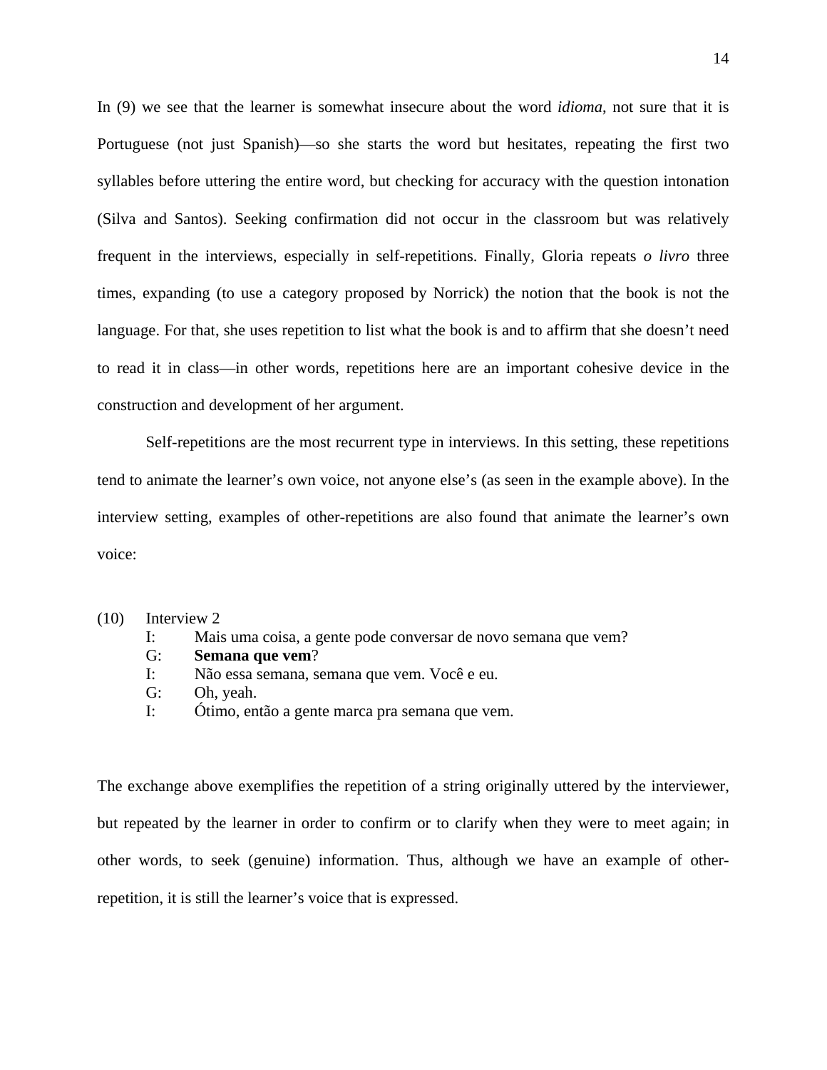In (9) we see that the learner is somewhat insecure about the word *idioma*, not sure that it is Portuguese (not just Spanish)—so she starts the word but hesitates, repeating the first two syllables before uttering the entire word, but checking for accuracy with the question intonation (Silva and Santos). Seeking confirmation did not occur in the classroom but was relatively frequent in the interviews, especially in self-repetitions. Finally, Gloria repeats *o livro* three times, expanding (to use a category proposed by Norrick) the notion that the book is not the language. For that, she uses repetition to list what the book is and to affirm that she doesn't need to read it in class—in other words, repetitions here are an important cohesive device in the construction and development of her argument.

Self-repetitions are the most recurrent type in interviews. In this setting, these repetitions tend to animate the learner's own voice, not anyone else's (as seen in the example above). In the interview setting, examples of other-repetitions are also found that animate the learner's own voice:

(10) Interview 2

I: Mais uma coisa, a gente pode conversar de novo semana que vem?
G: **Semana que vem**?
I: Não essa semana, semana que vem. Você e eu.
G: Oh, yeah.
I: Ótimo, então a gente marca pra semana que vem.

The exchange above exemplifies the repetition of a string originally uttered by the interviewer, but repeated by the learner in order to confirm or to clarify when they were to meet again; in other words, to seek (genuine) information. Thus, although we have an example of other-repetition, it is still the learner's voice that is expressed.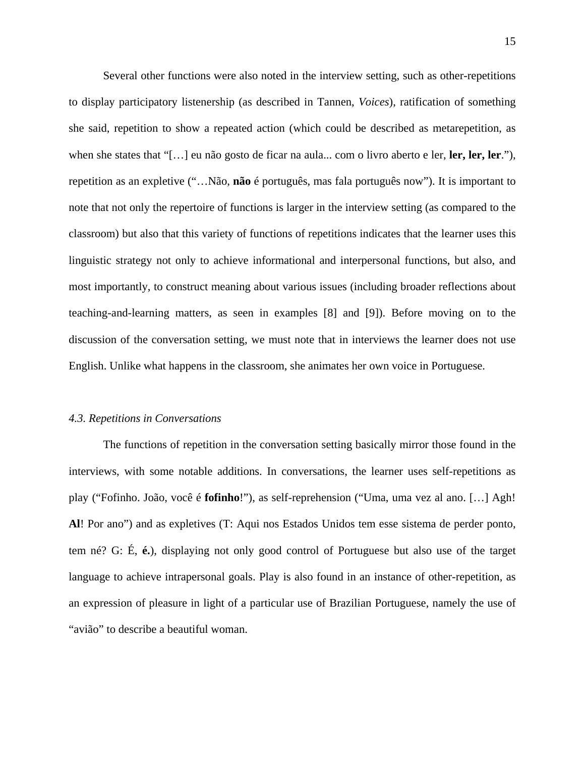Several other functions were also noted in the interview setting, such as other-repetitions to display participatory listenership (as described in Tannen, *Voices*), ratification of something she said, repetition to show a repeated action (which could be described as metarepetition, as when she states that "[…] eu não gosto de ficar na aula... com o livro aberto e ler, **ler, ler, ler**."), repetition as an expletive ("…Não, **não** é português, mas fala português now"). It is important to note that not only the repertoire of functions is larger in the interview setting (as compared to the classroom) but also that this variety of functions of repetitions indicates that the learner uses this linguistic strategy not only to achieve informational and interpersonal functions, but also, and most importantly, to construct meaning about various issues (including broader reflections about teaching-and-learning matters, as seen in examples [8] and [9]). Before moving on to the discussion of the conversation setting, we must note that in interviews the learner does not use English. Unlike what happens in the classroom, she animates her own voice in Portuguese.

### *4.3. Repetitions in Conversations*

The functions of repetition in the conversation setting basically mirror those found in the interviews, with some notable additions. In conversations, the learner uses self-repetitions as play ("Fofinho. João, você é **fofinho**!"), as self-reprehension ("Uma, uma vez al ano. […] Agh! **Al**! Por ano") and as expletives (T: Aqui nos Estados Unidos tem esse sistema de perder ponto, tem né? G: É, **é.**), displaying not only good control of Portuguese but also use of the target language to achieve intrapersonal goals. Play is also found in an instance of other-repetition, as an expression of pleasure in light of a particular use of Brazilian Portuguese, namely the use of "avião" to describe a beautiful woman.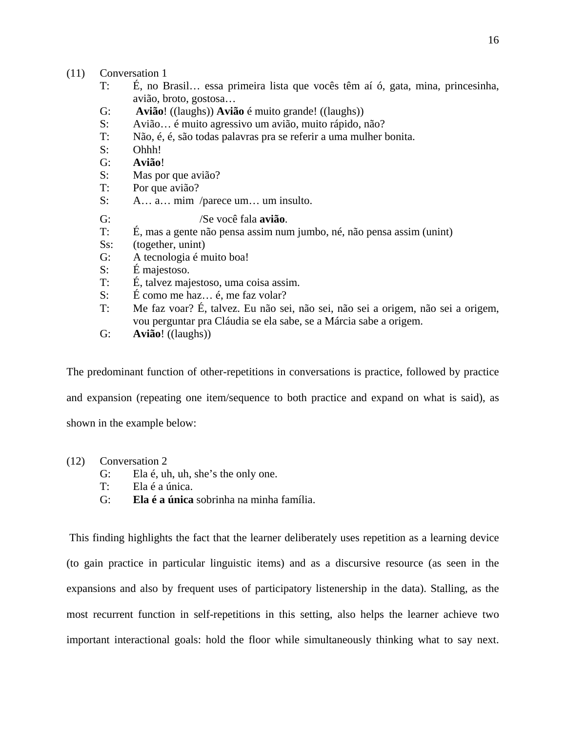(11) Conversation 1

T: É, no Brasil… essa primeira lista que vocês têm aí ó, gata, mina, princesinha, avião, broto, gostosa…
G: **Avião**! ((laughs)) **Avião** é muito grande! ((laughs))
S: Avião… é muito agressivo um avião, muito rápido, não?
T: Não, é, é, são todas palavras pra se referir a uma mulher bonita.
S: Ohhh!
G: **Avião**!
S: Mas por que avião?
T: Por que avião?
S: A… a… mim /parece um… um insulto.
G: /Se você fala **avião**.
T: É, mas a gente não pensa assim num jumbo, né, não pensa assim (unint)
Ss: (together, unint)
G: A tecnologia é muito boa!
S: É majestoso.
T: É, talvez majestoso, uma coisa assim.
S: É como me haz… é, me faz volar?
T: Me faz voar? É, talvez. Eu não sei, não sei, não sei a origem, não sei a origem, vou perguntar pra Cláudia se ela sabe, se a Márcia sabe a origem.
G: **Avião**! ((laughs))

The predominant function of other-repetitions in conversations is practice, followed by practice and expansion (repeating one item/sequence to both practice and expand on what is said), as shown in the example below:

(12) Conversation 2

G: Ela é, uh, uh, she's the only one.
T: Ela é a única.
G: **Ela é a única** sobrinha na minha família.

This finding highlights the fact that the learner deliberately uses repetition as a learning device (to gain practice in particular linguistic items) and as a discursive resource (as seen in the expansions and also by frequent uses of participatory listenership in the data). Stalling, as the most recurrent function in self-repetitions in this setting, also helps the learner achieve two important interactional goals: hold the floor while simultaneously thinking what to say next.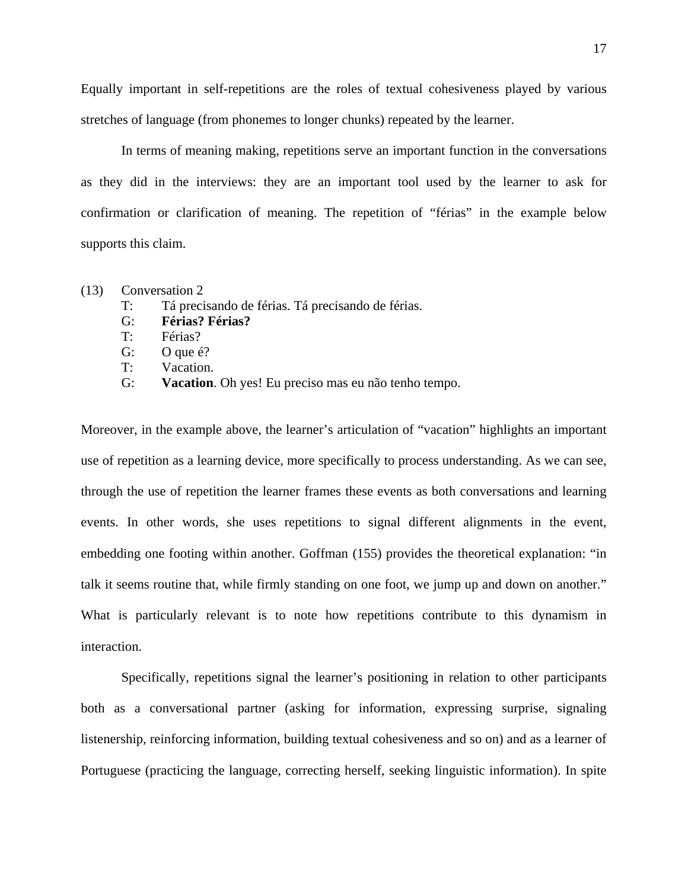Equally important in self-repetitions are the roles of textual cohesiveness played by various stretches of language (from phonemes to longer chunks) repeated by the learner.

In terms of meaning making, repetitions serve an important function in the conversations as they did in the interviews: they are an important tool used by the learner to ask for confirmation or clarification of meaning. The repetition of "férias" in the example below supports this claim.

(13) Conversation 2

T: Tá precisando de férias. Tá precisando de férias.
G: **Férias? Férias?**
T: Férias?
G: O que é?
T: Vacation.
G: **Vacation**. Oh yes! Eu preciso mas eu não tenho tempo.

Moreover, in the example above, the learner's articulation of "vacation" highlights an important use of repetition as a learning device, more specifically to process understanding. As we can see, through the use of repetition the learner frames these events as both conversations and learning events. In other words, she uses repetitions to signal different alignments in the event, embedding one footing within another. Goffman (155) provides the theoretical explanation: "in talk it seems routine that, while firmly standing on one foot, we jump up and down on another." What is particularly relevant is to note how repetitions contribute to this dynamism in interaction.

Specifically, repetitions signal the learner's positioning in relation to other participants both as a conversational partner (asking for information, expressing surprise, signaling listenership, reinforcing information, building textual cohesiveness and so on) and as a learner of Portuguese (practicing the language, correcting herself, seeking linguistic information). In spite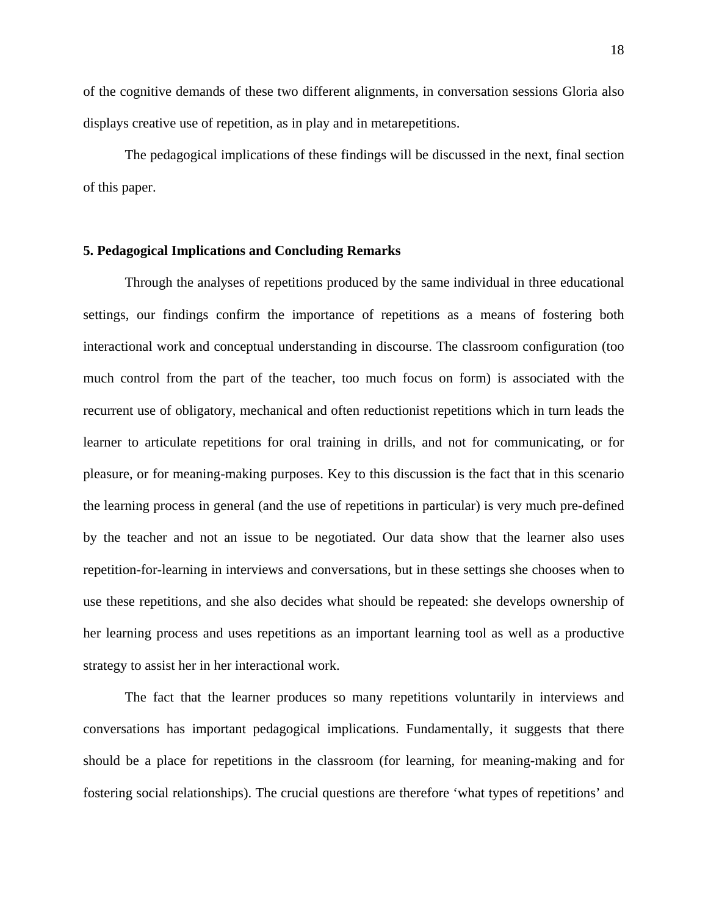of the cognitive demands of these two different alignments, in conversation sessions Gloria also displays creative use of repetition, as in play and in metarepetitions.

The pedagogical implications of these findings will be discussed in the next, final section of this paper.

## 5. Pedagogical Implications and Concluding Remarks

Through the analyses of repetitions produced by the same individual in three educational settings, our findings confirm the importance of repetitions as a means of fostering both interactional work and conceptual understanding in discourse. The classroom configuration (too much control from the part of the teacher, too much focus on form) is associated with the recurrent use of obligatory, mechanical and often reductionist repetitions which in turn leads the learner to articulate repetitions for oral training in drills, and not for communicating, or for pleasure, or for meaning-making purposes. Key to this discussion is the fact that in this scenario the learning process in general (and the use of repetitions in particular) is very much pre-defined by the teacher and not an issue to be negotiated. Our data show that the learner also uses repetition-for-learning in interviews and conversations, but in these settings she chooses when to use these repetitions, and she also decides what should be repeated: she develops ownership of her learning process and uses repetitions as an important learning tool as well as a productive strategy to assist her in her interactional work.

The fact that the learner produces so many repetitions voluntarily in interviews and conversations has important pedagogical implications. Fundamentally, it suggests that there should be a place for repetitions in the classroom (for learning, for meaning-making and for fostering social relationships). The crucial questions are therefore 'what types of repetitions' and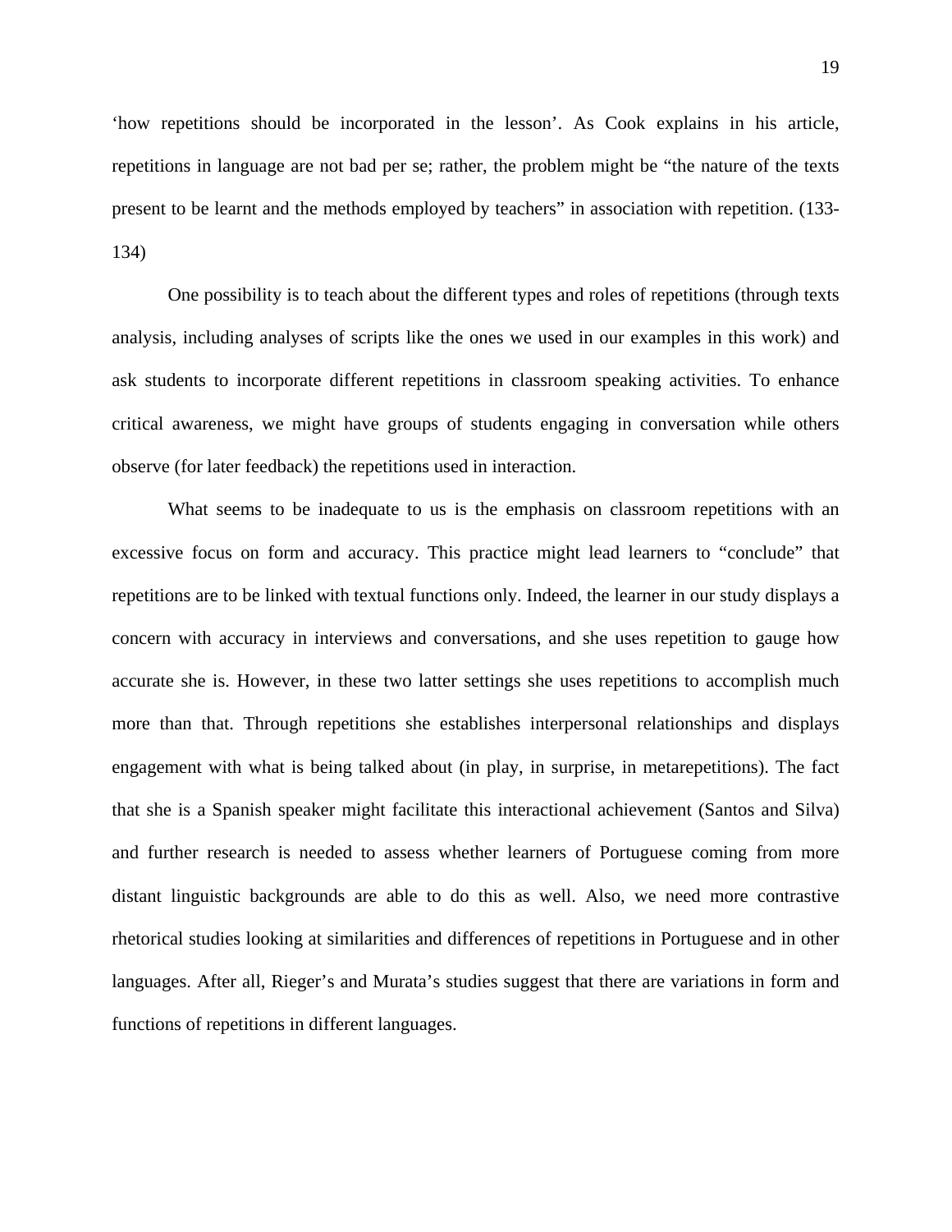'how repetitions should be incorporated in the lesson'. As Cook explains in his article, repetitions in language are not bad per se; rather, the problem might be "the nature of the texts present to be learnt and the methods employed by teachers" in association with repetition. (133-134)

One possibility is to teach about the different types and roles of repetitions (through texts analysis, including analyses of scripts like the ones we used in our examples in this work) and ask students to incorporate different repetitions in classroom speaking activities. To enhance critical awareness, we might have groups of students engaging in conversation while others observe (for later feedback) the repetitions used in interaction.

What seems to be inadequate to us is the emphasis on classroom repetitions with an excessive focus on form and accuracy. This practice might lead learners to "conclude" that repetitions are to be linked with textual functions only. Indeed, the learner in our study displays a concern with accuracy in interviews and conversations, and she uses repetition to gauge how accurate she is. However, in these two latter settings she uses repetitions to accomplish much more than that. Through repetitions she establishes interpersonal relationships and displays engagement with what is being talked about (in play, in surprise, in metarepetitions). The fact that she is a Spanish speaker might facilitate this interactional achievement (Santos and Silva) and further research is needed to assess whether learners of Portuguese coming from more distant linguistic backgrounds are able to do this as well. Also, we need more contrastive rhetorical studies looking at similarities and differences of repetitions in Portuguese and in other languages. After all, Rieger's and Murata's studies suggest that there are variations in form and functions of repetitions in different languages.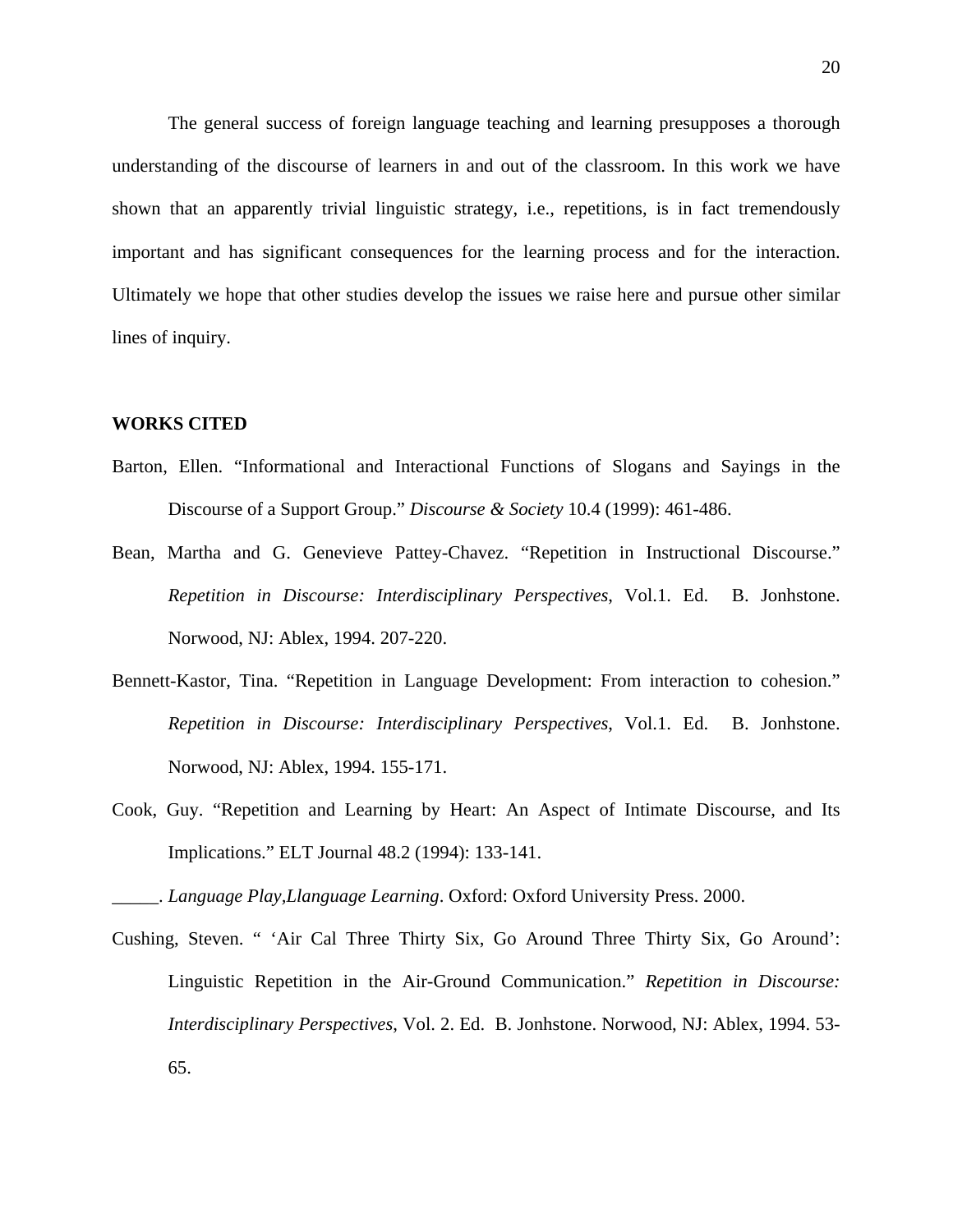The general success of foreign language teaching and learning presupposes a thorough understanding of the discourse of learners in and out of the classroom. In this work we have shown that an apparently trivial linguistic strategy, i.e., repetitions, is in fact tremendously important and has significant consequences for the learning process and for the interaction. Ultimately we hope that other studies develop the issues we raise here and pursue other similar lines of inquiry.

**WORKS CITED**

Barton, Ellen. "Informational and Interactional Functions of Slogans and Sayings in the Discourse of a Support Group." *Discourse & Society* 10.4 (1999): 461-486.

Bean, Martha and G. Genevieve Pattey-Chavez. "Repetition in Instructional Discourse." *Repetition in Discourse: Interdisciplinary Perspectives*, Vol.1. Ed. B. Jonhstone. Norwood, NJ: Ablex, 1994. 207-220.

Bennett-Kastor, Tina. "Repetition in Language Development: From interaction to cohesion." *Repetition in Discourse: Interdisciplinary Perspectives*, Vol.1. Ed. B. Jonhstone. Norwood, NJ: Ablex, 1994. 155-171.

Cook, Guy. "Repetition and Learning by Heart: An Aspect of Intimate Discourse, and Its Implications." ELT Journal 48.2 (1994): 133-141.

_____. *Language Play,Llanguage Learning*. Oxford: Oxford University Press. 2000.

Cushing, Steven. " 'Air Cal Three Thirty Six, Go Around Three Thirty Six, Go Around': Linguistic Repetition in the Air-Ground Communication." *Repetition in Discourse: Interdisciplinary Perspectives*, Vol. 2. Ed. B. Jonhstone. Norwood, NJ: Ablex, 1994. 53-65.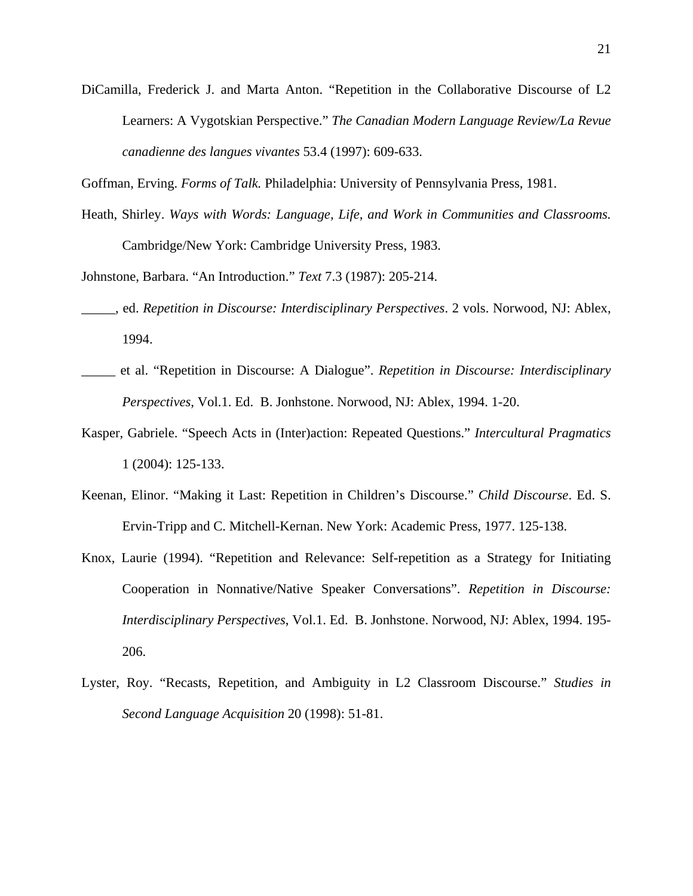DiCamilla, Frederick J. and Marta Anton. "Repetition in the Collaborative Discourse of L2 Learners: A Vygotskian Perspective." *The Canadian Modern Language Review/La Revue canadienne des langues vivantes* 53.4 (1997): 609-633.

Goffman, Erving. *Forms of Talk.* Philadelphia: University of Pennsylvania Press, 1981.

Heath, Shirley. *Ways with Words: Language, Life, and Work in Communities and Classrooms.* Cambridge/New York: Cambridge University Press, 1983.

Johnstone, Barbara. "An Introduction." *Text* 7.3 (1987): 205-214.

_____, ed. *Repetition in Discourse: Interdisciplinary Perspectives*. 2 vols. Norwood, NJ: Ablex, 1994.

_____ et al. "Repetition in Discourse: A Dialogue". *Repetition in Discourse: Interdisciplinary Perspectives*, Vol.1. Ed. B. Jonhstone. Norwood, NJ: Ablex, 1994. 1-20.

Kasper, Gabriele. "Speech Acts in (Inter)action: Repeated Questions." *Intercultural Pragmatics* 1 (2004): 125-133.

Keenan, Elinor. "Making it Last: Repetition in Children's Discourse." *Child Discourse*. Ed. S. Ervin-Tripp and C. Mitchell-Kernan. New York: Academic Press, 1977. 125-138.

Knox, Laurie (1994). "Repetition and Relevance: Self-repetition as a Strategy for Initiating Cooperation in Nonnative/Native Speaker Conversations". *Repetition in Discourse: Interdisciplinary Perspectives*, Vol.1. Ed. B. Jonhstone. Norwood, NJ: Ablex, 1994. 195-206.

Lyster, Roy. "Recasts, Repetition, and Ambiguity in L2 Classroom Discourse." *Studies in Second Language Acquisition* 20 (1998): 51-81.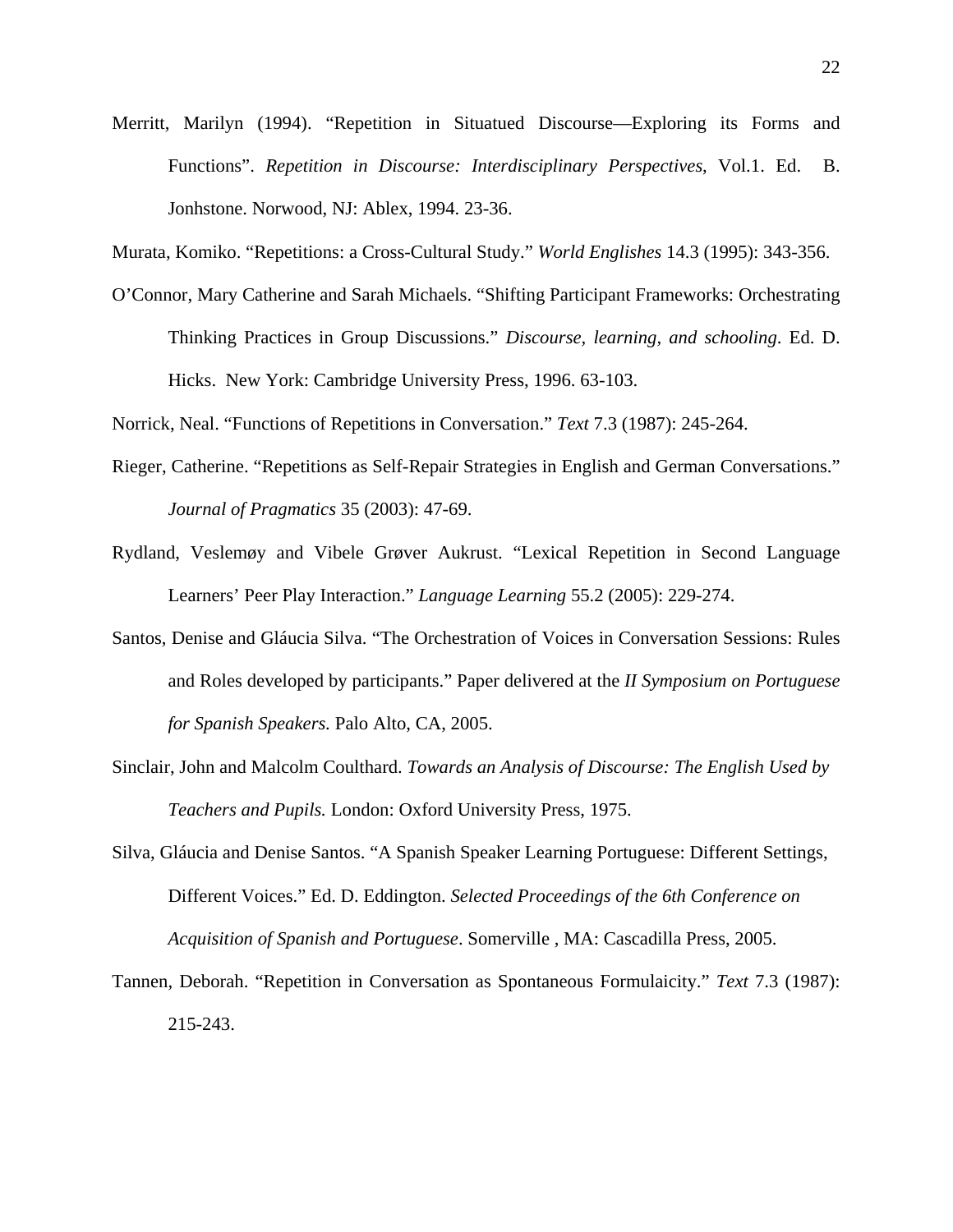Merritt, Marilyn (1994). "Repetition in Situatued Discourse—Exploring its Forms and Functions". *Repetition in Discourse: Interdisciplinary Perspectives*, Vol.1. Ed. B. Jonhstone. Norwood, NJ: Ablex, 1994. 23-36.

Murata, Komiko. "Repetitions: a Cross-Cultural Study." *World Englishes* 14.3 (1995): 343-356.

O'Connor, Mary Catherine and Sarah Michaels. "Shifting Participant Frameworks: Orchestrating Thinking Practices in Group Discussions." *Discourse, learning, and schooling*. Ed. D. Hicks. New York: Cambridge University Press, 1996. 63-103.

Norrick, Neal. "Functions of Repetitions in Conversation." *Text* 7.3 (1987): 245-264.

Rieger, Catherine. "Repetitions as Self-Repair Strategies in English and German Conversations." *Journal of Pragmatics* 35 (2003): 47-69.

Rydland, Veslemøy and Vibele Grøver Aukrust. "Lexical Repetition in Second Language Learners' Peer Play Interaction." *Language Learning* 55.2 (2005): 229-274.

Santos, Denise and Gláucia Silva. "The Orchestration of Voices in Conversation Sessions: Rules and Roles developed by participants." Paper delivered at the *II Symposium on Portuguese for Spanish Speakers.* Palo Alto, CA, 2005.

Sinclair, John and Malcolm Coulthard. *Towards an Analysis of Discourse: The English Used by Teachers and Pupils.* London: Oxford University Press, 1975.

Silva, Gláucia and Denise Santos. "A Spanish Speaker Learning Portuguese: Different Settings, Different Voices." Ed. D. Eddington. *Selected Proceedings of the 6th Conference on Acquisition of Spanish and Portuguese*. Somerville , MA: Cascadilla Press, 2005.

Tannen, Deborah. "Repetition in Conversation as Spontaneous Formulaicity." *Text* 7.3 (1987): 215-243.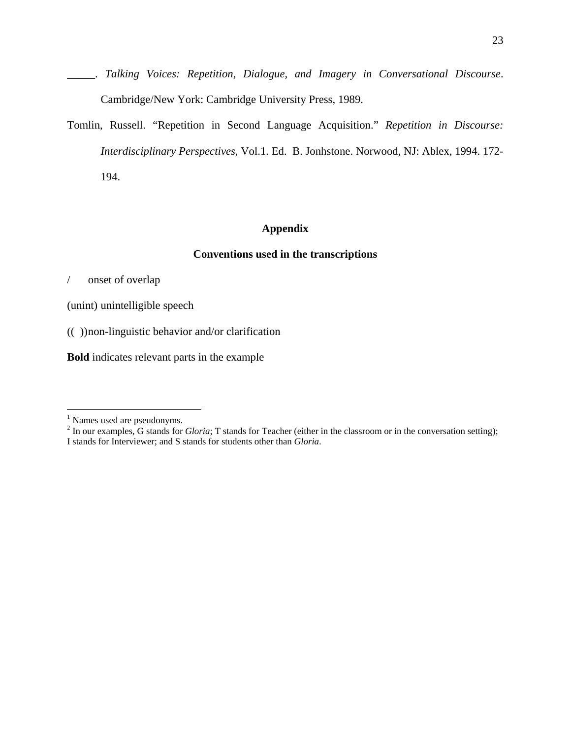_____. *Talking Voices: Repetition, Dialogue, and Imagery in Conversational Discourse*. Cambridge/New York: Cambridge University Press, 1989.

Tomlin, Russell. "Repetition in Second Language Acquisition." *Repetition in Discourse: Interdisciplinary Perspectives*, Vol.1. Ed. B. Jonhstone. Norwood, NJ: Ablex, 1994. 172-194.

## Appendix

### Conventions used in the transcriptions

/ onset of overlap

(unint) unintelligible speech

(( ))non-linguistic behavior and/or clarification

**Bold** indicates relevant parts in the example

---

[1] Names used are pseudonyms.

[2] In our examples, G stands for *Gloria*; T stands for Teacher (either in the classroom or in the conversation setting); I stands for Interviewer; and S stands for students other than *Gloria*.